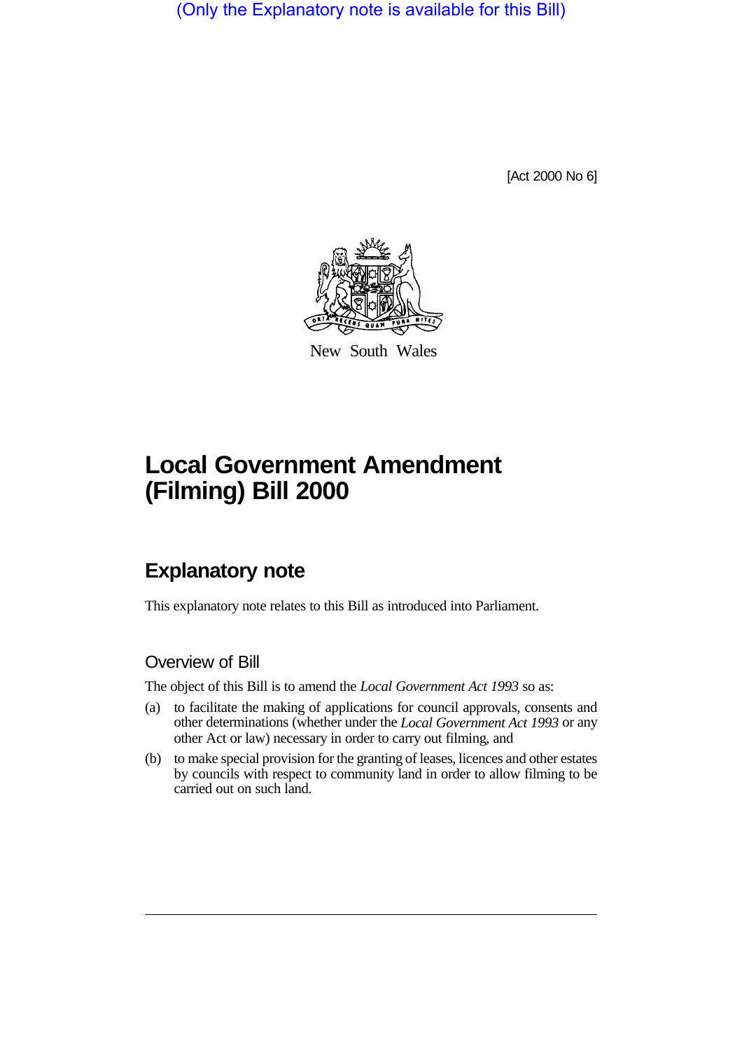(Only the Explanatory note is available for this Bill)

[Act 2000 No 6]

New South Wales

# Local Government Amendment (Filming) Bill 2000

## Explanatory note

This explanatory note relates to this Bill as introduced into Parliament.

### Overview of Bill

The object of this Bill is to amend the *Local Government Act 1993* so as:

(a) to facilitate the making of applications for council approvals, consents and other determinations (whether under the *Local Government Act 1993* or any other Act or law) necessary in order to carry out filming, and

(b) to make special provision for the granting of leases, licences and other estates by councils with respect to community land in order to allow filming to be carried out on such land.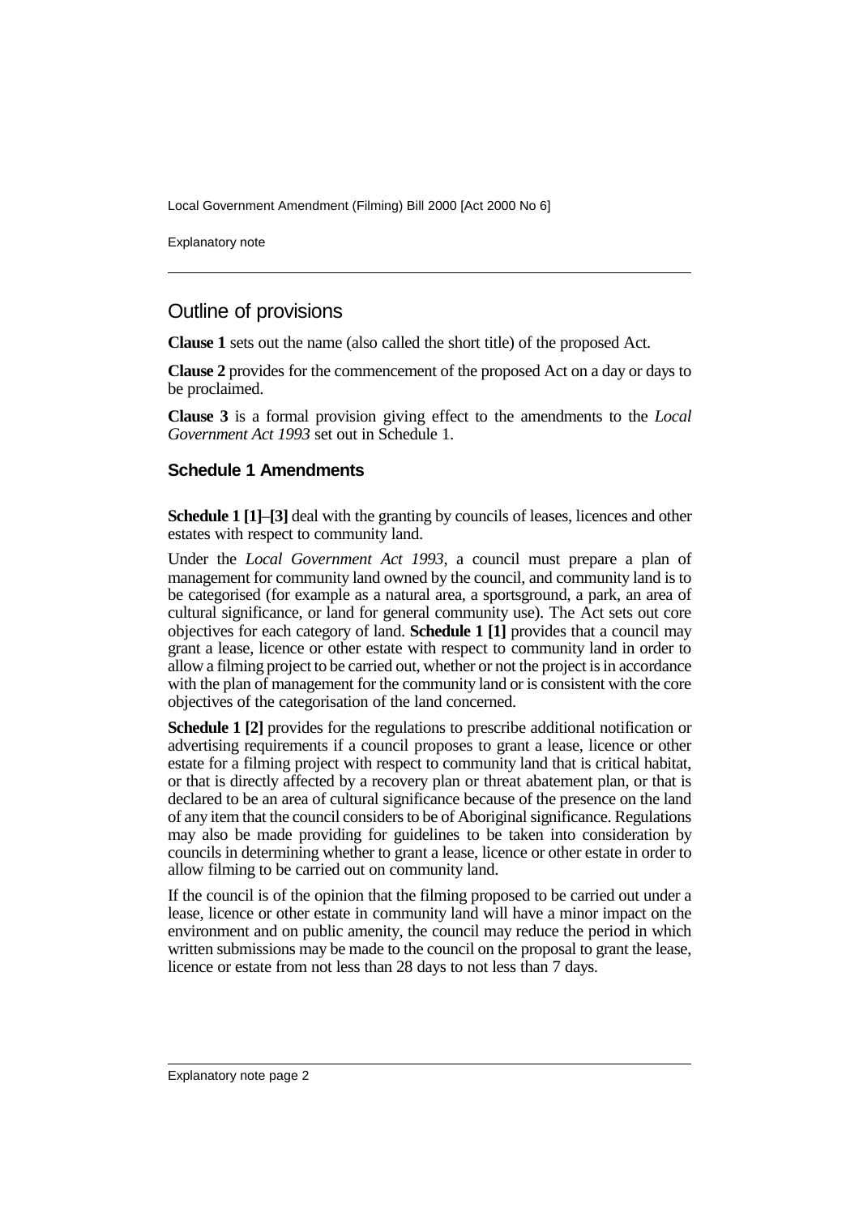## Outline of provisions

**Clause 1** sets out the name (also called the short title) of the proposed Act.

**Clause 2** provides for the commencement of the proposed Act on a day or days to be proclaimed.

**Clause 3** is a formal provision giving effect to the amendments to the *Local Government Act 1993* set out in Schedule 1.

### Schedule 1 Amendments

**Schedule 1 [1]**–**[3]** deal with the granting by councils of leases, licences and other estates with respect to community land.

Under the *Local Government Act 1993*, a council must prepare a plan of management for community land owned by the council, and community land is to be categorised (for example as a natural area, a sportsground, a park, an area of cultural significance, or land for general community use). The Act sets out core objectives for each category of land. **Schedule 1 [1]** provides that a council may grant a lease, licence or other estate with respect to community land in order to allow a filming project to be carried out, whether or not the project is in accordance with the plan of management for the community land or is consistent with the core objectives of the categorisation of the land concerned.

**Schedule 1 [2]** provides for the regulations to prescribe additional notification or advertising requirements if a council proposes to grant a lease, licence or other estate for a filming project with respect to community land that is critical habitat, or that is directly affected by a recovery plan or threat abatement plan, or that is declared to be an area of cultural significance because of the presence on the land of any item that the council considers to be of Aboriginal significance. Regulations may also be made providing for guidelines to be taken into consideration by councils in determining whether to grant a lease, licence or other estate in order to allow filming to be carried out on community land.

If the council is of the opinion that the filming proposed to be carried out under a lease, licence or other estate in community land will have a minor impact on the environment and on public amenity, the council may reduce the period in which written submissions may be made to the council on the proposal to grant the lease, licence or estate from not less than 28 days to not less than 7 days.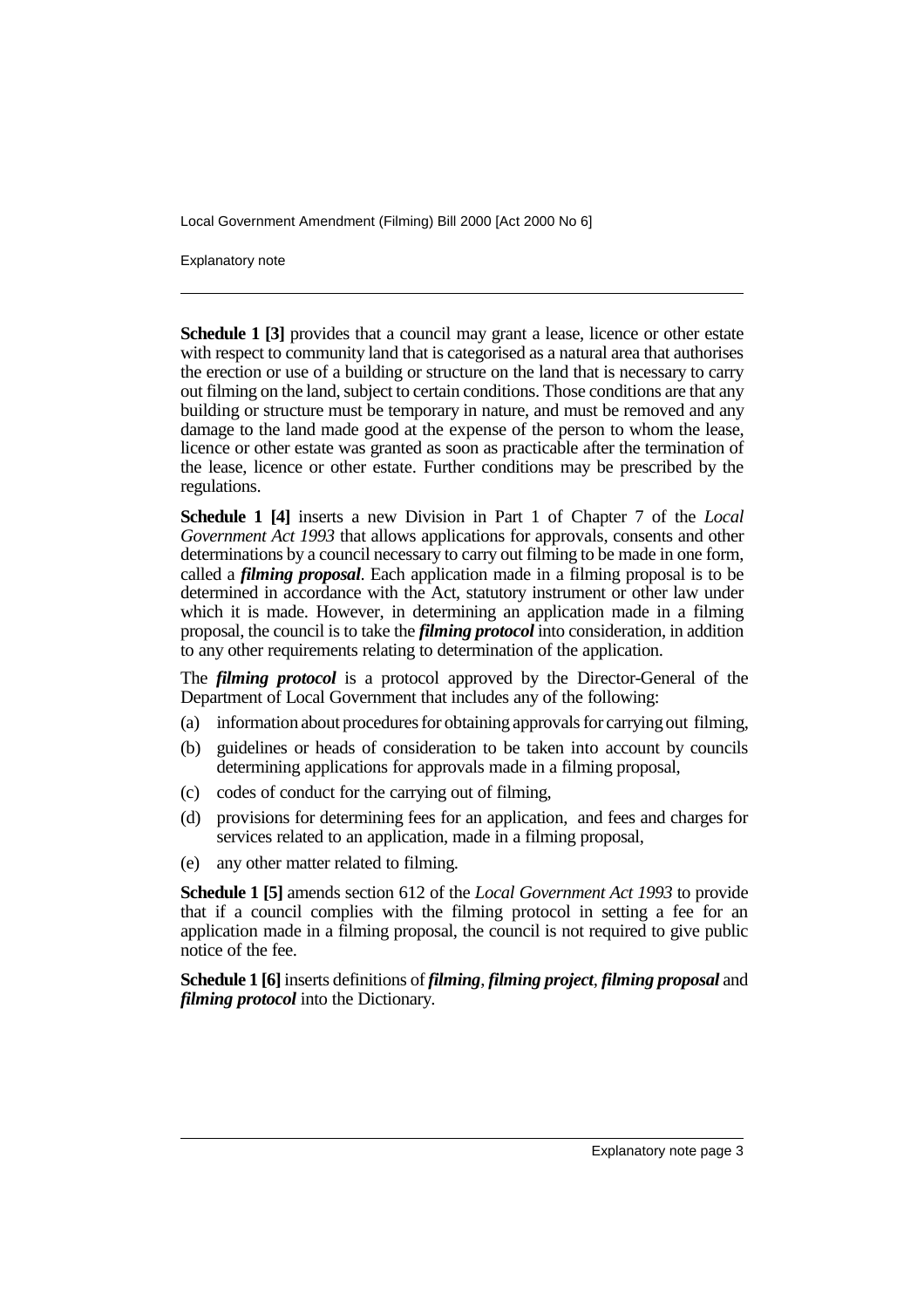**Schedule 1 [3]** provides that a council may grant a lease, licence or other estate with respect to community land that is categorised as a natural area that authorises the erection or use of a building or structure on the land that is necessary to carry out filming on the land, subject to certain conditions. Those conditions are that any building or structure must be temporary in nature, and must be removed and any damage to the land made good at the expense of the person to whom the lease, licence or other estate was granted as soon as practicable after the termination of the lease, licence or other estate. Further conditions may be prescribed by the regulations.

**Schedule 1 [4]** inserts a new Division in Part 1 of Chapter 7 of the *Local Government Act 1993* that allows applications for approvals, consents and other determinations by a council necessary to carry out filming to be made in one form, called a ***filming proposal***. Each application made in a filming proposal is to be determined in accordance with the Act, statutory instrument or other law under which it is made. However, in determining an application made in a filming proposal, the council is to take the ***filming protocol*** into consideration, in addition to any other requirements relating to determination of the application.

The ***filming protocol*** is a protocol approved by the Director-General of the Department of Local Government that includes any of the following:

(a) information about procedures for obtaining approvals for carrying out filming,

(b) guidelines or heads of consideration to be taken into account by councils determining applications for approvals made in a filming proposal,

(c) codes of conduct for the carrying out of filming,

(d) provisions for determining fees for an application, and fees and charges for services related to an application, made in a filming proposal,

(e) any other matter related to filming.

**Schedule 1 [5]** amends section 612 of the *Local Government Act 1993* to provide that if a council complies with the filming protocol in setting a fee for an application made in a filming proposal, the council is not required to give public notice of the fee.

**Schedule 1 [6]** inserts definitions of ***filming***, ***filming project***, ***filming proposal*** and ***filming protocol*** into the Dictionary.